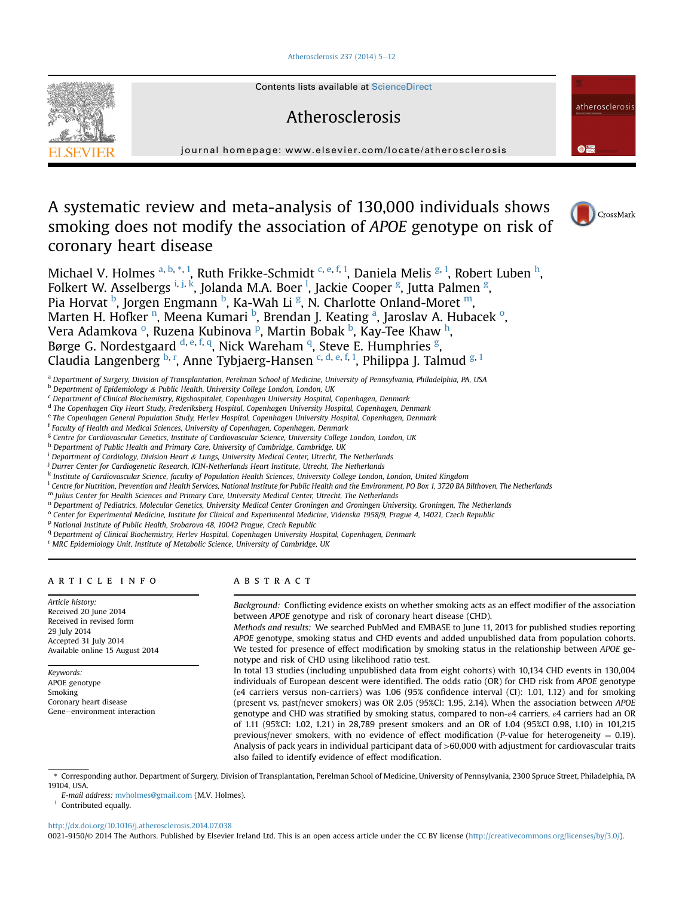# A systematic review and meta-analysis of 130,000 individuals shows smoking does not modify the association of *APOE* genotype on risk of coronary heart disease

Michael V. Holmes [a, b, *, 1], Ruth Frikke-Schmidt [c, e, f, 1], Daniela Melis [g, 1], Robert Luben [h], Folkert W. Asselbergs [i, j, k], Jolanda M.A. Boer [l], Jackie Cooper [g], Jutta Palmen [g], Pia Horvat [b], Jorgen Engmann [b], Ka-Wah Li [g], N. Charlotte Onland-Moret [m], Marten H. Hofker [n], Meena Kumari [b], Brendan J. Keating [a], Jaroslav A. Hubacek [o], Vera Adamkova [o], Ruzena Kubinova [p], Martin Bobak [b], Kay-Tee Khaw [h], Børge G. Nordestgaard [d, e, f, q], Nick Wareham [q], Steve E. Humphries [g], Claudia Langenberg [b, r], Anne Tybjaerg-Hansen [c, d, e, f, 1], Philippa J. Talmud [g, 1]

[a] Department of Surgery, Division of Transplantation, Perelman School of Medicine, University of Pennsylvania, Philadelphia, PA, USA
[b] Department of Epidemiology & Public Health, University College London, London, UK
[c] Department of Clinical Biochemistry, Rigshospitalet, Copenhagen University Hospital, Copenhagen, Denmark
[d] The Copenhagen City Heart Study, Frederiksberg Hospital, Copenhagen University Hospital, Copenhagen, Denmark
[e] The Copenhagen General Population Study, Herlev Hospital, Copenhagen University Hospital, Copenhagen, Denmark
[f] Faculty of Health and Medical Sciences, University of Copenhagen, Copenhagen, Denmark
[g] Centre for Cardiovascular Genetics, Institute of Cardiovascular Science, University College London, London, UK
[h] Department of Public Health and Primary Care, University of Cambridge, Cambridge, UK
[i] Department of Cardiology, Division Heart & Lungs, University Medical Center, Utrecht, The Netherlands
[j] Durrer Center for Cardiogenetic Research, ICIN-Netherlands Heart Institute, Utrecht, The Netherlands
[k] Institute of Cardiovascular Science, faculty of Population Health Sciences, University College London, London, United Kingdom
[l] Centre for Nutrition, Prevention and Health Services, National Institute for Public Health and the Environment, PO Box 1, 3720 BA Bilthoven, The Netherlands
[m] Julius Center for Health Sciences and Primary Care, University Medical Center, Utrecht, The Netherlands
[n] Department of Pediatrics, Molecular Genetics, University Medical Center Groningen and Groningen University, Groningen, The Netherlands
[o] Center for Experimental Medicine, Institute for Clinical and Experimental Medicine, Videnska 1958/9, Prague 4, 14021, Czech Republic
[p] National Institute of Public Health, Srobarova 48, 10042 Prague, Czech Republic
[q] Department of Clinical Biochemistry, Herlev Hospital, Copenhagen University Hospital, Copenhagen, Denmark
[r] MRC Epidemiology Unit, Institute of Metabolic Science, University of Cambridge, UK

## ARTICLE INFO

*Article history:*
Received 20 June 2014
Received in revised form 29 July 2014
Accepted 31 July 2014
Available online 15 August 2014

*Keywords:*
APOE genotype
Smoking
Coronary heart disease
Gene–environment interaction

## ABSTRACT

*Background:* Conflicting evidence exists on whether smoking acts as an effect modifier of the association between *APOE* genotype and risk of coronary heart disease (CHD).

*Methods and results:* We searched PubMed and EMBASE to June 11, 2013 for published studies reporting *APOE* genotype, smoking status and CHD events and added unpublished data from population cohorts. We tested for presence of effect modification by smoking status in the relationship between *APOE* genotype and risk of CHD using likelihood ratio test.

In total 13 studies (including unpublished data from eight cohorts) with 10,134 CHD events in 130,004 individuals of European descent were identified. The odds ratio (OR) for CHD risk from *APOE* genotype (ε4 carriers versus non-carriers) was 1.06 (95% confidence interval (CI): 1.01, 1.12) and for smoking (present vs. past/never smokers) was OR 2.05 (95%CI: 1.95, 2.14). When the association between *APOE* genotype and CHD was stratified by smoking status, compared to non-ε4 carriers, ε4 carriers had an OR of 1.11 (95%CI: 1.02, 1.21) in 28,789 present smokers and an OR of 1.04 (95%CI 0.98, 1.10) in 101,215 previous/never smokers, with no evidence of effect modification (*P*-value for heterogeneity = 0.19). Analysis of pack years in individual participant data of >60,000 with adjustment for cardiovascular traits also failed to identify evidence of effect modification.

\* Corresponding author. Department of Surgery, Division of Transplantation, Perelman School of Medicine, University of Pennsylvania, 2300 Spruce Street, Philadelphia, PA 19104, USA.
*E-mail address:* mvholmes@gmail.com (M.V. Holmes).
[1] Contributed equally.

http://dx.doi.org/10.1016/j.atherosclerosis.2014.07.038
0021-9150/© 2014 The Authors. Published by Elsevier Ireland Ltd. This is an open access article under the CC BY license (http://creativecommons.org/licenses/by/3.0/).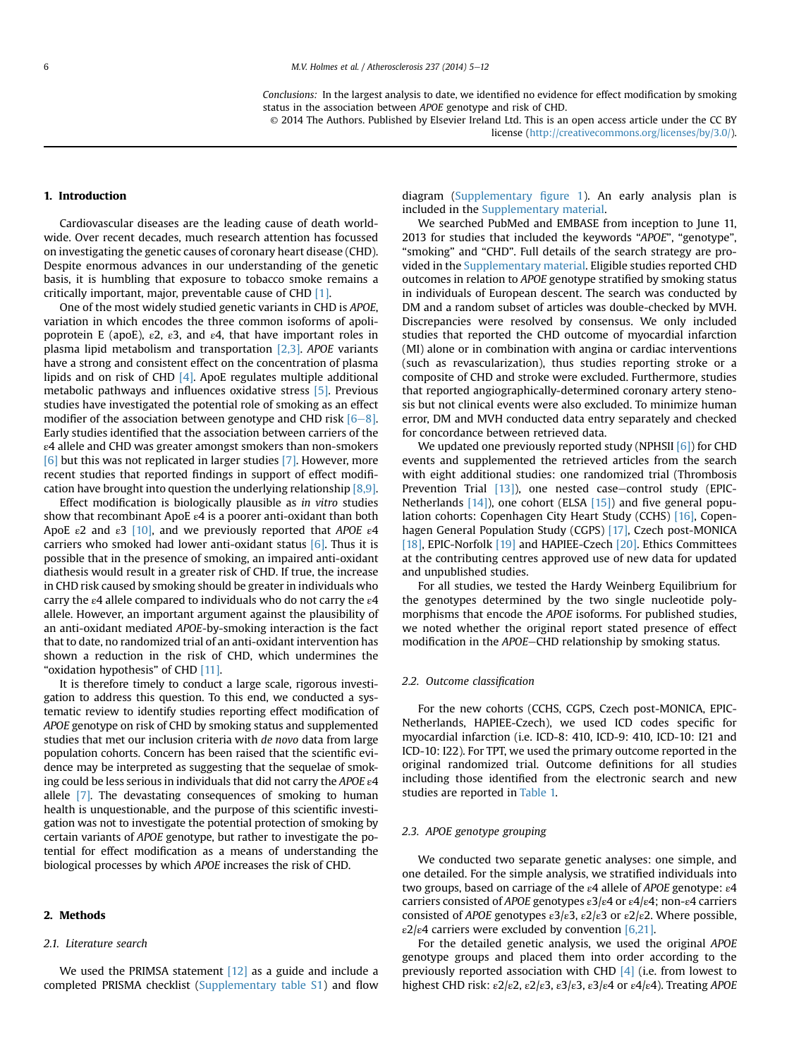*Conclusions:* In the largest analysis to date, we identified no evidence for effect modification by smoking status in the association between *APOE* genotype and risk of CHD.

© 2014 The Authors. Published by Elsevier Ireland Ltd. This is an open access article under the CC BY license (http://creativecommons.org/licenses/by/3.0/).

## 1. Introduction

Cardiovascular diseases are the leading cause of death worldwide. Over recent decades, much research attention has focussed on investigating the genetic causes of coronary heart disease (CHD). Despite enormous advances in our understanding of the genetic basis, it is humbling that exposure to tobacco smoke remains a critically important, major, preventable cause of CHD [1].

One of the most widely studied genetic variants in CHD is *APOE*, variation in which encodes the three common isoforms of apolipoprotein E (apoE), ε2, ε3, and ε4, that have important roles in plasma lipid metabolism and transportation [2,3]. *APOE* variants have a strong and consistent effect on the concentration of plasma lipids and on risk of CHD [4]. ApoE regulates multiple additional metabolic pathways and influences oxidative stress [5]. Previous studies have investigated the potential role of smoking as an effect modifier of the association between genotype and CHD risk [6–8]. Early studies identified that the association between carriers of the ε4 allele and CHD was greater amongst smokers than non-smokers [6] but this was not replicated in larger studies [7]. However, more recent studies that reported findings in support of effect modification have brought into question the underlying relationship [8,9].

Effect modification is biologically plausible as *in vitro* studies show that recombinant ApoE ε4 is a poorer anti-oxidant than both ApoE ε2 and ε3 [10], and we previously reported that *APOE* ε4 carriers who smoked had lower anti-oxidant status [6]. Thus it is possible that in the presence of smoking, an impaired anti-oxidant diathesis would result in a greater risk of CHD. If true, the increase in CHD risk caused by smoking should be greater in individuals who carry the ε4 allele compared to individuals who do not carry the ε4 allele. However, an important argument against the plausibility of an anti-oxidant mediated *APOE*-by-smoking interaction is the fact that to date, no randomized trial of an anti-oxidant intervention has shown a reduction in the risk of CHD, which undermines the "oxidation hypothesis" of CHD [11].

It is therefore timely to conduct a large scale, rigorous investigation to address this question. To this end, we conducted a systematic review to identify studies reporting effect modification of *APOE* genotype on risk of CHD by smoking status and supplemented studies that met our inclusion criteria with *de novo* data from large population cohorts. Concern has been raised that the scientific evidence may be interpreted as suggesting that the sequelae of smoking could be less serious in individuals that did not carry the *APOE* ε4 allele [7]. The devastating consequences of smoking to human health is unquestionable, and the purpose of this scientific investigation was not to investigate the potential protection of smoking by certain variants of *APOE* genotype, but rather to investigate the potential for effect modification as a means of understanding the biological processes by which *APOE* increases the risk of CHD.

## 2. Methods

### 2.1. Literature search

We used the PRIMSA statement [12] as a guide and include a completed PRISMA checklist (Supplementary table S1) and flow diagram (Supplementary figure 1). An early analysis plan is included in the Supplementary material.

We searched PubMed and EMBASE from inception to June 11, 2013 for studies that included the keywords "*APOE*", "genotype", "smoking" and "CHD". Full details of the search strategy are provided in the Supplementary material. Eligible studies reported CHD outcomes in relation to *APOE* genotype stratified by smoking status in individuals of European descent. The search was conducted by DM and a random subset of articles was double-checked by MVH. Discrepancies were resolved by consensus. We only included studies that reported the CHD outcome of myocardial infarction (MI) alone or in combination with angina or cardiac interventions (such as revascularization), thus studies reporting stroke or a composite of CHD and stroke were excluded. Furthermore, studies that reported angiographically-determined coronary artery stenosis but not clinical events were also excluded. To minimize human error, DM and MVH conducted data entry separately and checked for concordance between retrieved data.

We updated one previously reported study (NPHSII [6]) for CHD events and supplemented the retrieved articles from the search with eight additional studies: one randomized trial (Thrombosis Prevention Trial [13]), one nested case–control study (EPIC-Netherlands [14]), one cohort (ELSA [15]) and five general population cohorts: Copenhagen City Heart Study (CCHS) [16], Copenhagen General Population Study (CGPS) [17], Czech post-MONICA [18], EPIC-Norfolk [19] and HAPIEE-Czech [20]. Ethics Committees at the contributing centres approved use of new data for updated and unpublished studies.

For all studies, we tested the Hardy Weinberg Equilibrium for the genotypes determined by the two single nucleotide polymorphisms that encode the *APOE* isoforms. For published studies, we noted whether the original report stated presence of effect modification in the *APOE*–CHD relationship by smoking status.

### 2.2. Outcome classification

For the new cohorts (CCHS, CGPS, Czech post-MONICA, EPIC-Netherlands, HAPIEE-Czech), we used ICD codes specific for myocardial infarction (i.e. ICD-8: 410, ICD-9: 410, ICD-10: I21 and ICD-10: I22). For TPT, we used the primary outcome reported in the original randomized trial. Outcome definitions for all studies including those identified from the electronic search and new studies are reported in Table 1.

### 2.3. APOE genotype grouping

We conducted two separate genetic analyses: one simple, and one detailed. For the simple analysis, we stratified individuals into two groups, based on carriage of the ε4 allele of *APOE* genotype: ε4 carriers consisted of *APOE* genotypes ε3/ε4 or ε4/ε4; non-ε4 carriers consisted of *APOE* genotypes ε3/ε3, ε2/ε3 or ε2/ε2. Where possible, ε2/ε4 carriers were excluded by convention [6,21].

For the detailed genetic analysis, we used the original *APOE* genotype groups and placed them into order according to the previously reported association with CHD [4] (i.e. from lowest to highest CHD risk: ε2/ε2, ε2/ε3, ε3/ε3, ε3/ε4 or ε4/ε4). Treating *APOE*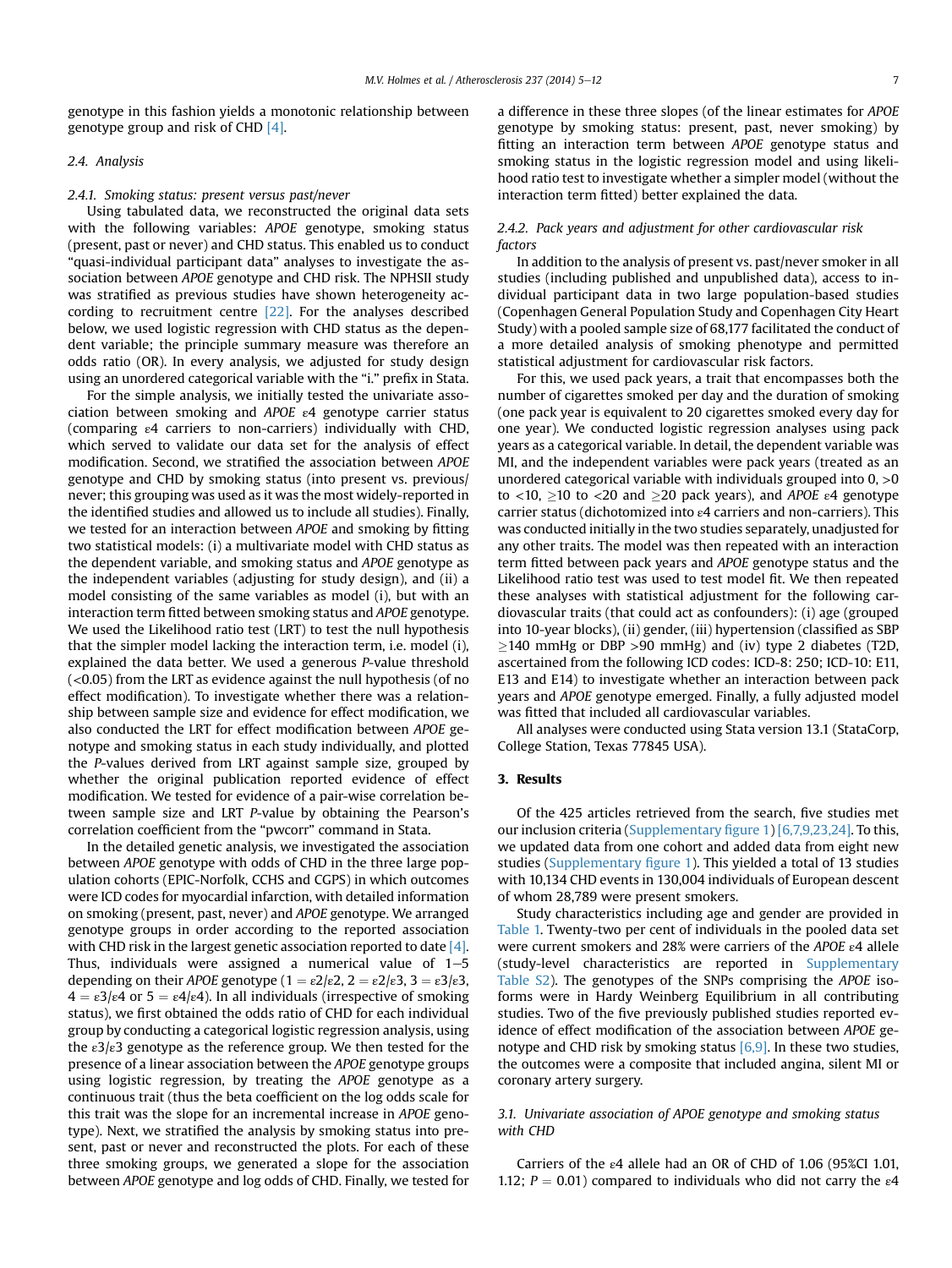genotype in this fashion yields a monotonic relationship between genotype group and risk of CHD [4].

### 2.4. Analysis

#### 2.4.1. Smoking status: present versus past/never

Using tabulated data, we reconstructed the original data sets with the following variables: *APOE* genotype, smoking status (present, past or never) and CHD status. This enabled us to conduct "quasi-individual participant data" analyses to investigate the association between *APOE* genotype and CHD risk. The NPHSII study was stratified as previous studies have shown heterogeneity according to recruitment centre [22]. For the analyses described below, we used logistic regression with CHD status as the dependent variable; the principle summary measure was therefore an odds ratio (OR). In every analysis, we adjusted for study design using an unordered categorical variable with the "i." prefix in Stata.

For the simple analysis, we initially tested the univariate association between smoking and *APOE* ε4 genotype carrier status (comparing ε4 carriers to non-carriers) individually with CHD, which served to validate our data set for the analysis of effect modification. Second, we stratified the association between *APOE* genotype and CHD by smoking status (into present vs. previous/never; this grouping was used as it was the most widely-reported in the identified studies and allowed us to include all studies). Finally, we tested for an interaction between *APOE* and smoking by fitting two statistical models: (i) a multivariate model with CHD status as the dependent variable, and smoking status and *APOE* genotype as the independent variables (adjusting for study design), and (ii) a model consisting of the same variables as model (i), but with an interaction term fitted between smoking status and *APOE* genotype. We used the Likelihood ratio test (LRT) to test the null hypothesis that the simpler model lacking the interaction term, i.e. model (i), explained the data better. We used a generous *P*-value threshold (<0.05) from the LRT as evidence against the null hypothesis (of no effect modification). To investigate whether there was a relationship between sample size and evidence for effect modification, we also conducted the LRT for effect modification between *APOE* genotype and smoking status in each study individually, and plotted the *P*-values derived from LRT against sample size, grouped by whether the original publication reported evidence of effect modification. We tested for evidence of a pair-wise correlation between sample size and LRT *P*-value by obtaining the Pearson's correlation coefficient from the "pwcorr" command in Stata.

In the detailed genetic analysis, we investigated the association between *APOE* genotype with odds of CHD in the three large population cohorts (EPIC-Norfolk, CCHS and CGPS) in which outcomes were ICD codes for myocardial infarction, with detailed information on smoking (present, past, never) and *APOE* genotype. We arranged genotype groups in order according to the reported association with CHD risk in the largest genetic association reported to date [4]. Thus, individuals were assigned a numerical value of 1–5 depending on their *APOE* genotype (1 = ε2/ε2, 2 = ε2/ε3, 3 = ε3/ε3, 4 = ε3/ε4 or 5 = ε4/ε4). In all individuals (irrespective of smoking status), we first obtained the odds ratio of CHD for each individual group by conducting a categorical logistic regression analysis, using the ε3/ε3 genotype as the reference group. We then tested for the presence of a linear association between the *APOE* genotype groups using logistic regression, by treating the *APOE* genotype as a continuous trait (thus the beta coefficient on the log odds scale for this trait was the slope for an incremental increase in *APOE* genotype). Next, we stratified the analysis by smoking status into present, past or never and reconstructed the plots. For each of these three smoking groups, we generated a slope for the association between *APOE* genotype and log odds of CHD. Finally, we tested for a difference in these three slopes (of the linear estimates for *APOE* genotype by smoking status: present, past, never smoking) by fitting an interaction term between *APOE* genotype status and smoking status in the logistic regression model and using likelihood ratio test to investigate whether a simpler model (without the interaction term fitted) better explained the data.

#### 2.4.2. Pack years and adjustment for other cardiovascular risk factors

In addition to the analysis of present vs. past/never smoker in all studies (including published and unpublished data), access to individual participant data in two large population-based studies (Copenhagen General Population Study and Copenhagen City Heart Study) with a pooled sample size of 68,177 facilitated the conduct of a more detailed analysis of smoking phenotype and permitted statistical adjustment for cardiovascular risk factors.

For this, we used pack years, a trait that encompasses both the number of cigarettes smoked per day and the duration of smoking (one pack year is equivalent to 20 cigarettes smoked every day for one year). We conducted logistic regression analyses using pack years as a categorical variable. In detail, the dependent variable was MI, and the independent variables were pack years (treated as an unordered categorical variable with individuals grouped into 0, >0 to <10, ≥10 to <20 and ≥20 pack years), and *APOE* ε4 genotype carrier status (dichotomized into ε4 carriers and non-carriers). This was conducted initially in the two studies separately, unadjusted for any other traits. The model was then repeated with an interaction term fitted between pack years and *APOE* genotype status and the Likelihood ratio test was used to test model fit. We then repeated these analyses with statistical adjustment for the following cardiovascular traits (that could act as confounders): (i) age (grouped into 10-year blocks), (ii) gender, (iii) hypertension (classified as SBP ≥140 mmHg or DBP >90 mmHg) and (iv) type 2 diabetes (T2D, ascertained from the following ICD codes: ICD-8: 250; ICD-10: E11, E13 and E14) to investigate whether an interaction between pack years and *APOE* genotype emerged. Finally, a fully adjusted model was fitted that included all cardiovascular variables.

All analyses were conducted using Stata version 13.1 (StataCorp, College Station, Texas 77845 USA).

## 3. Results

Of the 425 articles retrieved from the search, five studies met our inclusion criteria (Supplementary figure 1) [6,7,9,23,24]. To this, we updated data from one cohort and added data from eight new studies (Supplementary figure 1). This yielded a total of 13 studies with 10,134 CHD events in 130,004 individuals of European descent of whom 28,789 were present smokers.

Study characteristics including age and gender are provided in Table 1. Twenty-two per cent of individuals in the pooled data set were current smokers and 28% were carriers of the *APOE* ε4 allele (study-level characteristics are reported in Supplementary Table S2). The genotypes of the SNPs comprising the *APOE* isoforms were in Hardy Weinberg Equilibrium in all contributing studies. Two of the five previously published studies reported evidence of effect modification of the association between *APOE* genotype and CHD risk by smoking status [6,9]. In these two studies, the outcomes were a composite that included angina, silent MI or coronary artery surgery.

### 3.1. Univariate association of APOE genotype and smoking status with CHD

Carriers of the ε4 allele had an OR of CHD of 1.06 (95%CI 1.01, 1.12; $P = 0.01$) compared to individuals who did not carry the ε4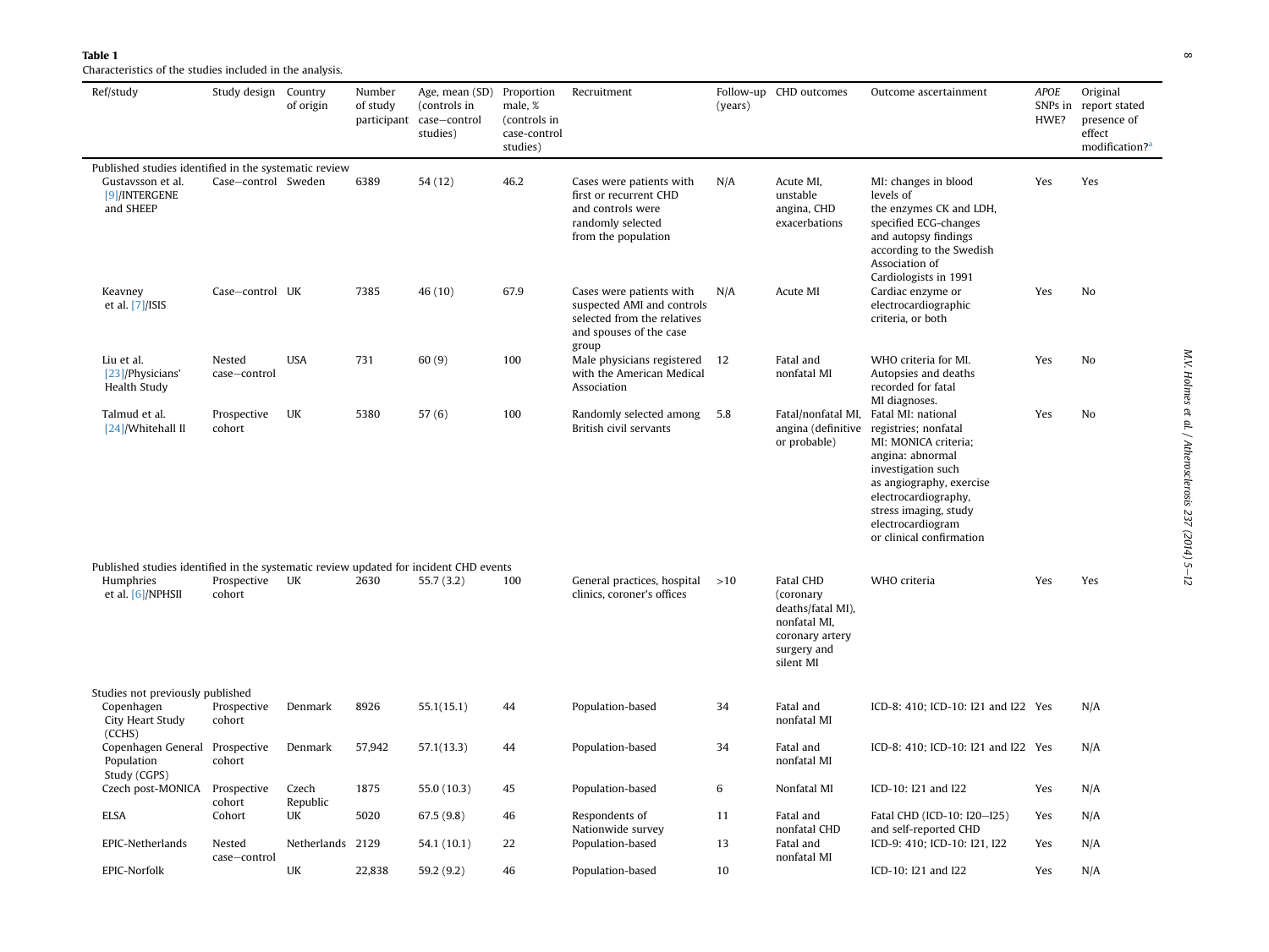**Table 1**
Characteristics of the studies included in the analysis.

| Ref/study | Study design | Country of origin | Number of study participant | Age, mean (SD) (controls in case–control studies) | Proportion male, % (controls in case-control studies) | Recruitment | Follow-up (years) | CHD outcomes | Outcome ascertainment | *APOE* SNPs in HWE? | Original report stated presence of effect modification?[a] |
|---|---|---|---|---|---|---|---|---|---|---|---|
| Published studies identified in the systematic review | | | | | | | | | | | |
| Gustavsson et al. [9]/INTERGENE and SHEEP | Case–control | Sweden | 6389 | 54 (12) | 46.2 | Cases were patients with first or recurrent CHD and controls were randomly selected from the population | N/A | Acute MI, unstable angina, CHD exacerbations | MI: changes in blood levels of the enzymes CK and LDH, specified ECG-changes and autopsy findings according to the Swedish Association of Cardiologists in 1991 | Yes | Yes |
| Keavney et al. [7]/ISIS | Case–control | UK | 7385 | 46 (10) | 67.9 | Cases were patients with suspected AMI and controls selected from the relatives and spouses of the case group | N/A | Acute MI | Cardiac enzyme or electrocardiographic criteria, or both | Yes | No |
| Liu et al. [23]/Physicians' Health Study | Nested case–control | USA | 731 | 60 (9) | 100 | Male physicians registered with the American Medical Association | 12 | Fatal and nonfatal MI | WHO criteria for MI. Autopsies and deaths recorded for fatal MI diagnoses. | Yes | No |
| Talmud et al. [24]/Whitehall II | Prospective cohort | UK | 5380 | 57 (6) | 100 | Randomly selected among British civil servants | 5.8 | Fatal/nonfatal MI, angina (definitive or probable) | Fatal MI: national registries; nonfatal MI: MONICA criteria; angina: abnormal investigation such as angiography, exercise electrocardiography, stress imaging, study electrocardiogram or clinical confirmation | Yes | No |
| Published studies identified in the systematic review updated for incident CHD events | | | | | | | | | | | |
| Humphries et al. [6]/NPHSII | Prospective cohort | UK | 2630 | 55.7 (3.2) | 100 | General practices, hospital clinics, coroner's offices | >10 | Fatal CHD (coronary deaths/fatal MI), nonfatal MI, coronary artery surgery and silent MI | WHO criteria | Yes | Yes |
| Studies not previously published | | | | | | | | | | | |
| Copenhagen City Heart Study (CCHS) | Prospective cohort | Denmark | 8926 | 55.1(15.1) | 44 | Population-based | 34 | Fatal and nonfatal MI | ICD-8: 410; ICD-10: I21 and I22 | Yes | N/A |
| Copenhagen General Population Study (CGPS) | Prospective cohort | Denmark | 57,942 | 57.1(13.3) | 44 | Population-based | 34 | Fatal and nonfatal MI | ICD-8: 410; ICD-10: I21 and I22 | Yes | N/A |
| Czech post-MONICA | Prospective cohort | Czech Republic | 1875 | 55.0 (10.3) | 45 | Population-based | 6 | Nonfatal MI | ICD-10: I21 and I22 | Yes | N/A |
| ELSA | Cohort | UK | 5020 | 67.5 (9.8) | 46 | Respondents of Nationwide survey | 11 | Fatal and nonfatal CHD | Fatal CHD (ICD-10: I20–I25) and self-reported CHD | Yes | N/A |
| EPIC-Netherlands | Nested case–control | Netherlands | 2129 | 54.1 (10.1) | 22 | Population-based | 13 | Fatal and nonfatal MI | ICD-9: 410; ICD-10: I21, I22 | Yes | N/A |
| EPIC-Norfolk | | UK | 22,838 | 59.2 (9.2) | 46 | Population-based | 10 | | ICD-10: I21 and I22 | Yes | N/A |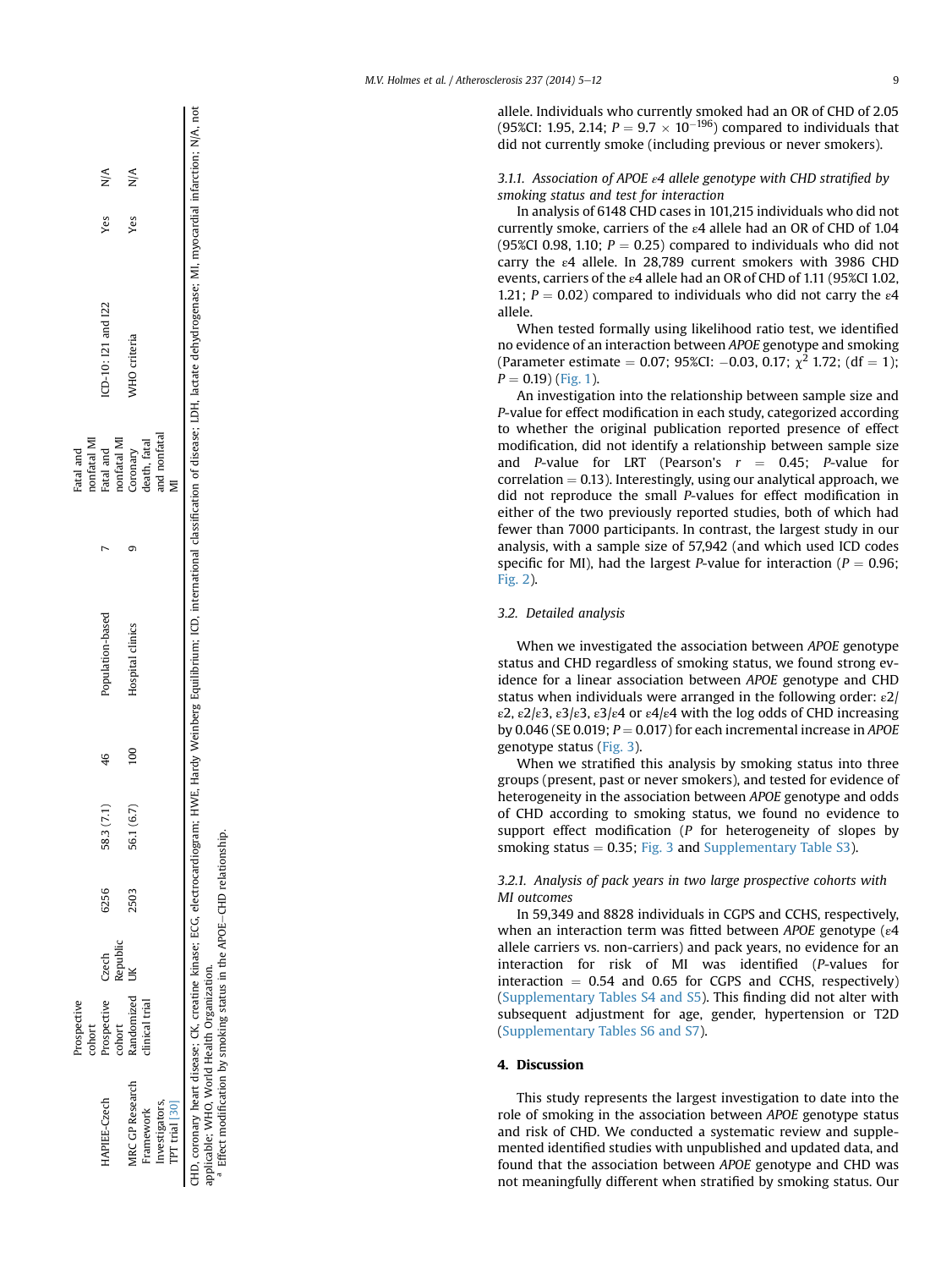| | | | | | | | | | |
|---|---|---|---|---|---|---|---|---|---|
| | Prospective cohort | | | | | | Fatal and nonfatal MI | | | |
| HAPIEE-Czech | Prospective cohort | Czech Republic | 6256 | 58.3 (7.1) | 46 | Population-based | 7 | Fatal and nonfatal MI | ICD-10: I21 and I22 | Yes | N/A |
| MRC GP Research Framework Investigators, TPT trial [30] | Randomized clinical trial | UK | 2503 | 56.1 (6.7) | 100 | Hospital clinics | 9 | Coronary death, fatal and nonfatal MI | WHO criteria | Yes | N/A |

CHD, coronary heart disease; CK, creatine kinase; ECG, electrocardiogram; HWE, Hardy Weinberg Equilibrium; ICD, international classification of disease; LDH, lactate dehydrogenase; MI, myocardial infarction; N/A, not applicable; WHO, World Health Organization.

[a] Effect modification by smoking status in the APOE–CHD relationship.

allele. Individuals who currently smoked had an OR of CHD of 2.05 (95%CI: 1.95, 2.14; $P = 9.7 \times 10^{-196}$) compared to individuals that did not currently smoke (including previous or never smokers).

#### 3.1.1. Association of APOE ε4 allele genotype with CHD stratified by smoking status and test for interaction

In analysis of 6148 CHD cases in 101,215 individuals who did not currently smoke, carriers of the ε4 allele had an OR of CHD of 1.04 (95%CI 0.98, 1.10; $P = 0.25$) compared to individuals who did not carry the ε4 allele. In 28,789 current smokers with 3986 CHD events, carriers of the ε4 allele had an OR of CHD of 1.11 (95%CI 1.02, 1.21; $P = 0.02$) compared to individuals who did not carry the ε4 allele.

When tested formally using likelihood ratio test, we identified no evidence of an interaction between *APOE* genotype and smoking (Parameter estimate = 0.07; 95%CI: −0.03, 0.17; $\chi^2$ 1.72; (df = 1); $P = 0.19$) (Fig. 1).

An investigation into the relationship between sample size and *P*-value for effect modification in each study, categorized according to whether the original publication reported presence of effect modification, did not identify a relationship between sample size and *P*-value for LRT (Pearson's $r = 0.45$; *P*-value for correlation = 0.13). Interestingly, using our analytical approach, we did not reproduce the small *P*-values for effect modification in either of the two previously reported studies, both of which had fewer than 7000 participants. In contrast, the largest study in our analysis, with a sample size of 57,942 (and which used ICD codes specific for MI), had the largest *P*-value for interaction ($P = 0.96$; Fig. 2).

### 3.2. Detailed analysis

When we investigated the association between *APOE* genotype status and CHD regardless of smoking status, we found strong evidence for a linear association between *APOE* genotype and CHD status when individuals were arranged in the following order: ε2/ε2, ε2/ε3, ε3/ε3, ε3/ε4 or ε4/ε4 with the log odds of CHD increasing by 0.046 (SE 0.019; $P = 0.017$) for each incremental increase in *APOE* genotype status (Fig. 3).

When we stratified this analysis by smoking status into three groups (present, past or never smokers), and tested for evidence of heterogeneity in the association between *APOE* genotype and odds of CHD according to smoking status, we found no evidence to support effect modification (*P* for heterogeneity of slopes by smoking status = 0.35; Fig. 3 and Supplementary Table S3).

#### 3.2.1. Analysis of pack years in two large prospective cohorts with MI outcomes

In 59,349 and 8828 individuals in CGPS and CCHS, respectively, when an interaction term was fitted between *APOE* genotype (ε4 allele carriers vs. non-carriers) and pack years, no evidence for an interaction for risk of MI was identified (*P*-values for interaction = 0.54 and 0.65 for CGPS and CCHS, respectively) (Supplementary Tables S4 and S5). This finding did not alter with subsequent adjustment for age, gender, hypertension or T2D (Supplementary Tables S6 and S7).

## 4. Discussion

This study represents the largest investigation to date into the role of smoking in the association between *APOE* genotype status and risk of CHD. We conducted a systematic review and supplemented identified studies with unpublished and updated data, and found that the association between *APOE* genotype and CHD was not meaningfully different when stratified by smoking status. Our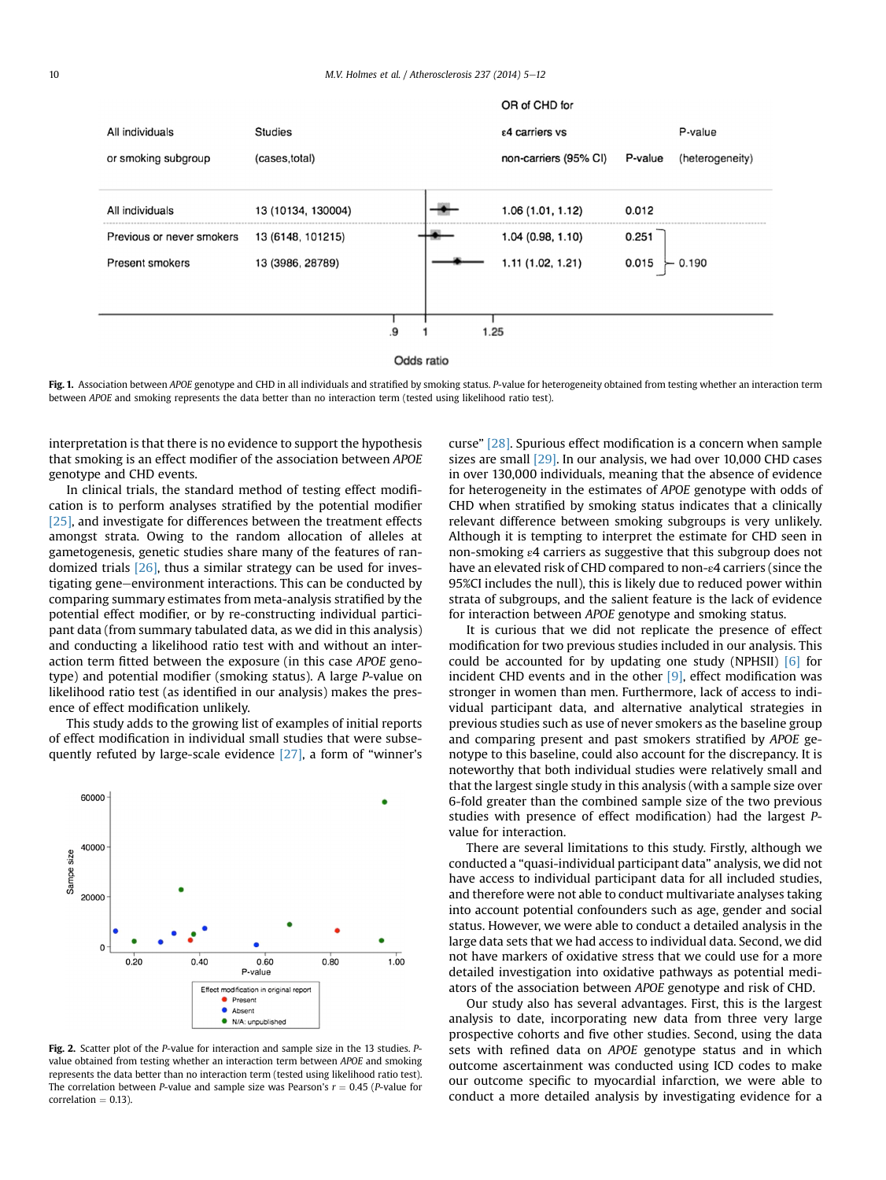| All individuals or smoking subgroup | Studies (cases,total) | OR of CHD for ε4 carriers vs non-carriers (95% CI) | P-value | P-value (heterogeneity) |
|---|---|---|---|---|
| All individuals | 13 (10134, 130004) | 1.06 (1.01, 1.12) | 0.012 | |
| Previous or never smokers | 13 (6148, 101215) | 1.04 (0.98, 1.10) | 0.251 | 0.190 |
| Present smokers | 13 (3986, 28789) | 1.11 (1.02, 1.21) | 0.015 | |

**Fig. 1.** Association between *APOE* genotype and CHD in all individuals and stratified by smoking status. *P*-value for heterogeneity obtained from testing whether an interaction term between *APOE* and smoking represents the data better than no interaction term (tested using likelihood ratio test).

interpretation is that there is no evidence to support the hypothesis that smoking is an effect modifier of the association between *APOE* genotype and CHD events.

In clinical trials, the standard method of testing effect modification is to perform analyses stratified by the potential modifier [25], and investigate for differences between the treatment effects amongst strata. Owing to the random allocation of alleles at gametogenesis, genetic studies share many of the features of randomized trials [26], thus a similar strategy can be used for investigating gene–environment interactions. This can be conducted by comparing summary estimates from meta-analysis stratified by the potential effect modifier, or by re-constructing individual participant data (from summary tabulated data, as we did in this analysis) and conducting a likelihood ratio test with and without an interaction term fitted between the exposure (in this case *APOE* genotype) and potential modifier (smoking status). A large *P*-value on likelihood ratio test (as identified in our analysis) makes the presence of effect modification unlikely.

This study adds to the growing list of examples of initial reports of effect modification in individual small studies that were subsequently refuted by large-scale evidence [27], a form of "winner's curse" [28]. Spurious effect modification is a concern when sample sizes are small [29]. In our analysis, we had over 10,000 CHD cases in over 130,000 individuals, meaning that the absence of evidence for heterogeneity in the estimates of *APOE* genotype with odds of CHD when stratified by smoking status indicates that a clinically relevant difference between smoking subgroups is very unlikely. Although it is tempting to interpret the estimate for CHD seen in non-smoking ε4 carriers as suggestive that this subgroup does not have an elevated risk of CHD compared to non-ε4 carriers (since the 95%CI includes the null), this is likely due to reduced power within strata of subgroups, and the salient feature is the lack of evidence for interaction between *APOE* genotype and smoking status.

It is curious that we did not replicate the presence of effect modification for two previous studies included in our analysis. This could be accounted for by updating one study (NPHSII) [6] for incident CHD events and in the other [9], effect modification was stronger in women than men. Furthermore, lack of access to individual participant data, and alternative analytical strategies in previous studies such as use of never smokers as the baseline group and comparing present and past smokers stratified by *APOE* genotype to this baseline, could also account for the discrepancy. It is noteworthy that both individual studies were relatively small and that the largest single study in this analysis (with a sample size over 6-fold greater than the combined sample size of the two previous studies with presence of effect modification) had the largest *P*-value for interaction.

There are several limitations to this study. Firstly, although we conducted a "quasi-individual participant data" analysis, we did not have access to individual participant data for all included studies, and therefore were not able to conduct multivariate analyses taking into account potential confounders such as age, gender and social status. However, we were able to conduct a detailed analysis in the large data sets that we had access to individual data. Second, we did not have markers of oxidative stress that we could use for a more detailed investigation into oxidative pathways as potential mediators of the association between *APOE* genotype and risk of CHD.

Our study also has several advantages. First, this is the largest analysis to date, incorporating new data from three very large prospective cohorts and five other studies. Second, using the data sets with refined data on *APOE* genotype status and in which outcome ascertainment was conducted using ICD codes to make our outcome specific to myocardial infarction, we were able to conduct a more detailed analysis by investigating evidence for a

**Fig. 2.** Scatter plot of the *P*-value for interaction and sample size in the 13 studies. *P*-value obtained from testing whether an interaction term between *APOE* and smoking represents the data better than no interaction term (tested using likelihood ratio test). The correlation between *P*-value and sample size was Pearson's $r = 0.45$ (*P*-value for correlation = 0.13).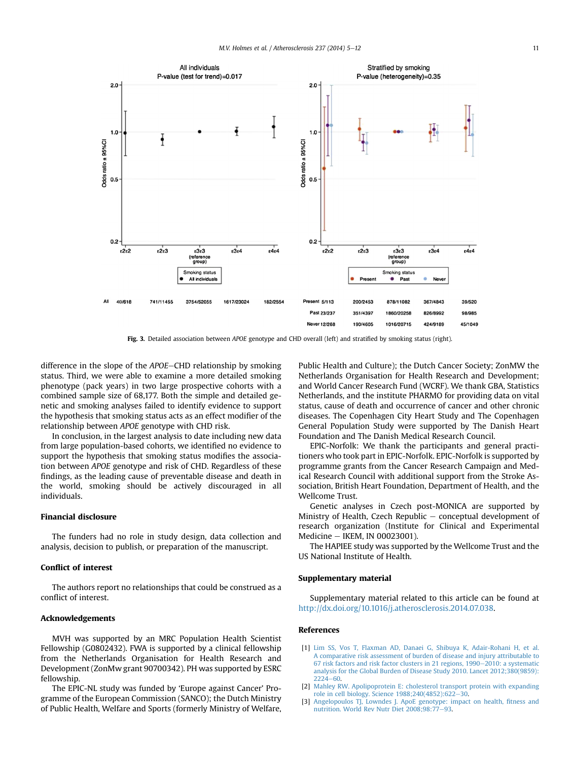Fig. 3. Detailed association between *APOE* genotype and CHD overall (left) and stratified by smoking status (right).

difference in the slope of the *APOE*–CHD relationship by smoking status. Third, we were able to examine a more detailed smoking phenotype (pack years) in two large prospective cohorts with a combined sample size of 68,177. Both the simple and detailed genetic and smoking analyses failed to identify evidence to support the hypothesis that smoking status acts as an effect modifier of the relationship between *APOE* genotype with CHD risk.

In conclusion, in the largest analysis to date including new data from large population-based cohorts, we identified no evidence to support the hypothesis that smoking status modifies the association between *APOE* genotype and risk of CHD. Regardless of these findings, as the leading cause of preventable disease and death in the world, smoking should be actively discouraged in all individuals.

## Financial disclosure

The funders had no role in study design, data collection and analysis, decision to publish, or preparation of the manuscript.

## Conflict of interest

The authors report no relationships that could be construed as a conflict of interest.

## Acknowledgements

MVH was supported by an MRC Population Health Scientist Fellowship (G0802432). FWA is supported by a clinical fellowship from the Netherlands Organisation for Health Research and Development (ZonMw grant 90700342). PH was supported by ESRC fellowship.

The EPIC-NL study was funded by 'Europe against Cancer' Programme of the European Commission (SANCO); the Dutch Ministry of Public Health, Welfare and Sports (formerly Ministry of Welfare, Public Health and Culture); the Dutch Cancer Society; ZonMW the Netherlands Organisation for Health Research and Development; and World Cancer Research Fund (WCRF). We thank GBA, Statistics Netherlands, and the institute PHARMO for providing data on vital status, cause of death and occurrence of cancer and other chronic diseases. The Copenhagen City Heart Study and The Copenhagen General Population Study were supported by The Danish Heart Foundation and The Danish Medical Research Council.

EPIC-Norfolk: We thank the participants and general practitioners who took part in EPIC-Norfolk. EPIC-Norfolk is supported by programme grants from the Cancer Research Campaign and Medical Research Council with additional support from the Stroke Association, British Heart Foundation, Department of Health, and the Wellcome Trust.

Genetic analyses in Czech post-MONICA are supported by Ministry of Health, Czech Republic – conceptual development of research organization (Institute for Clinical and Experimental Medicine – IKEM, IN 00023001).

The HAPIEE study was supported by the Wellcome Trust and the US National Institute of Health.

## Supplementary material

Supplementary material related to this article can be found at http://dx.doi.org/10.1016/j.atherosclerosis.2014.07.038.

## References

[1] Lim SS, Vos T, Flaxman AD, Danaei G, Shibuya K, Adair-Rohani H, et al. A comparative risk assessment of burden of disease and injury attributable to 67 risk factors and risk factor clusters in 21 regions, 1990–2010: a systematic analysis for the Global Burden of Disease Study 2010. Lancet 2012;380(9859):2224–60.

[2] Mahley RW. Apolipoprotein E: cholesterol transport protein with expanding role in cell biology. Science 1988;240(4852):622–30.

[3] Angelopoulos TJ, Lowndes J. ApoE genotype: impact on health, fitness and nutrition. World Rev Nutr Diet 2008;98:77–93.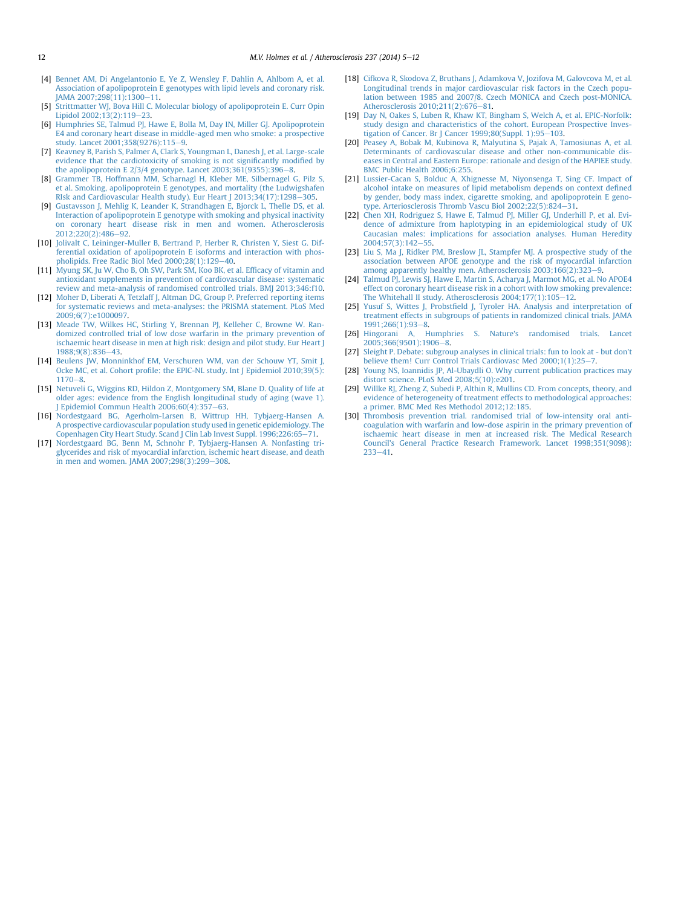[4] Bennet AM, Di Angelantonio E, Ye Z, Wensley F, Dahlin A, Ahlbom A, et al. Association of apolipoprotein E genotypes with lipid levels and coronary risk. JAMA 2007;298(11):1300–11.

[5] Strittmatter WJ, Bova Hill C. Molecular biology of apolipoprotein E. Curr Opin Lipidol 2002;13(2):119–23.

[6] Humphries SE, Talmud PJ, Hawe E, Bolla M, Day IN, Miller GJ. Apolipoprotein E4 and coronary heart disease in middle-aged men who smoke: a prospective study. Lancet 2001;358(9276):115–9.

[7] Keavney B, Parish S, Palmer A, Clark S, Youngman L, Danesh J, et al. Large-scale evidence that the cardiotoxicity of smoking is not significantly modified by the apolipoprotein E 2/3/4 genotype. Lancet 2003;361(9355):396–8.

[8] Grammer TB, Hoffmann MM, Scharnagl H, Kleber ME, Silbernagel G, Pilz S, et al. Smoking, apolipoprotein E genotypes, and mortality (the Ludwigshafen RIsk and Cardiovascular Health study). Eur Heart J 2013;34(17):1298–305.

[9] Gustavsson J, Mehlig K, Leander K, Strandhagen E, Bjorck L, Thelle DS, et al. Interaction of apolipoprotein E genotype with smoking and physical inactivity on coronary heart disease risk in men and women. Atherosclerosis 2012;220(2):486–92.

[10] Jolivalt C, Leininger-Muller B, Bertrand P, Herber R, Christen Y, Siest G. Differential oxidation of apolipoprotein E isoforms and interaction with phospholipids. Free Radic Biol Med 2000;28(1):129–40.

[11] Myung SK, Ju W, Cho B, Oh SW, Park SM, Koo BK, et al. Efficacy of vitamin and antioxidant supplements in prevention of cardiovascular disease: systematic review and meta-analysis of randomised controlled trials. BMJ 2013;346:f10.

[12] Moher D, Liberati A, Tetzlaff J, Altman DG, Group P. Preferred reporting items for systematic reviews and meta-analyses: the PRISMA statement. PLoS Med 2009;6(7):e1000097.

[13] Meade TW, Wilkes HC, Stirling Y, Brennan PJ, Kelleher C, Browne W. Randomized controlled trial of low dose warfarin in the primary prevention of ischaemic heart disease in men at high risk: design and pilot study. Eur Heart J 1988;9(8):836–43.

[14] Beulens JW, Monninkhof EM, Verschuren WM, van der Schouw YT, Smit J, Ocke MC, et al. Cohort profile: the EPIC-NL study. Int J Epidemiol 2010;39(5):1170–8.

[15] Netuveli G, Wiggins RD, Hildon Z, Montgomery SM, Blane D. Quality of life at older ages: evidence from the English longitudinal study of aging (wave 1). J Epidemiol Commun Health 2006;60(4):357–63.

[16] Nordestgaard BG, Agerholm-Larsen B, Wittrup HH, Tybjaerg-Hansen A. A prospective cardiovascular population study used in genetic epidemiology. The Copenhagen City Heart Study. Scand J Clin Lab Invest Suppl. 1996;226:65–71.

[17] Nordestgaard BG, Benn M, Schnohr P, Tybjaerg-Hansen A. Nonfasting triglycerides and risk of myocardial infarction, ischemic heart disease, and death in men and women. JAMA 2007;298(3):299–308.

[18] Cifkova R, Skodova Z, Bruthans J, Adamkova V, Jozifova M, Galovcova M, et al. Longitudinal trends in major cardiovascular risk factors in the Czech population between 1985 and 2007/8. Czech MONICA and Czech post-MONICA. Atherosclerosis 2010;211(2):676–81.

[19] Day N, Oakes S, Luben R, Khaw KT, Bingham S, Welch A, et al. EPIC-Norfolk: study design and characteristics of the cohort. European Prospective Investigation of Cancer. Br J Cancer 1999;80(Suppl. 1):95–103.

[20] Peasey A, Bobak M, Kubinova R, Malyutina S, Pajak A, Tamosiunas A, et al. Determinants of cardiovascular disease and other non-communicable diseases in Central and Eastern Europe: rationale and design of the HAPIEE study. BMC Public Health 2006;6:255.

[21] Lussier-Cacan S, Bolduc A, Xhignesse M, Niyonsenga T, Sing CF. Impact of alcohol intake on measures of lipid metabolism depends on context defined by gender, body mass index, cigarette smoking, and apolipoprotein E genotype. Arteriosclerosis Thromb Vascu Biol 2002;22(5):824–31.

[22] Chen XH, Rodriguez S, Hawe E, Talmud PJ, Miller GJ, Underhill P, et al. Evidence of admixture from haplotyping in an epidemiological study of UK Caucasian males: implications for association analyses. Human Heredity 2004;57(3):142–55.

[23] Liu S, Ma J, Ridker PM, Breslow JL, Stampfer MJ. A prospective study of the association between APOE genotype and the risk of myocardial infarction among apparently healthy men. Atherosclerosis 2003;166(2):323–9.

[24] Talmud PJ, Lewis SJ, Hawe E, Martin S, Acharya J, Marmot MG, et al. No APOE4 effect on coronary heart disease risk in a cohort with low smoking prevalence: The Whitehall II study. Atherosclerosis 2004;177(1):105–12.

[25] Yusuf S, Wittes J, Probstfield J, Tyroler HA. Analysis and interpretation of treatment effects in subgroups of patients in randomized clinical trials. JAMA 1991;266(1):93–8.

[26] Hingorani A, Humphries S. Nature's randomised trials. Lancet 2005;366(9501):1906–8.

[27] Sleight P. Debate: subgroup analyses in clinical trials: fun to look at - but don't believe them! Curr Control Trials Cardiovasc Med 2000;1(1):25–7.

[28] Young NS, Ioannidis JP, Al-Ubaydli O. Why current publication practices may distort science. PLoS Med 2008;5(10):e201.

[29] Willke RJ, Zheng Z, Subedi P, Althin R, Mullins CD. From concepts, theory, and evidence of heterogeneity of treatment effects to methodological approaches: a primer. BMC Med Res Methodol 2012;12:185.

[30] Thrombosis prevention trial. randomised trial of low-intensity oral anticoagulation with warfarin and low-dose aspirin in the primary prevention of ischaemic heart disease in men at increased risk. The Medical Research Council's General Practice Research Framework. Lancet 1998;351(9098):233–41.